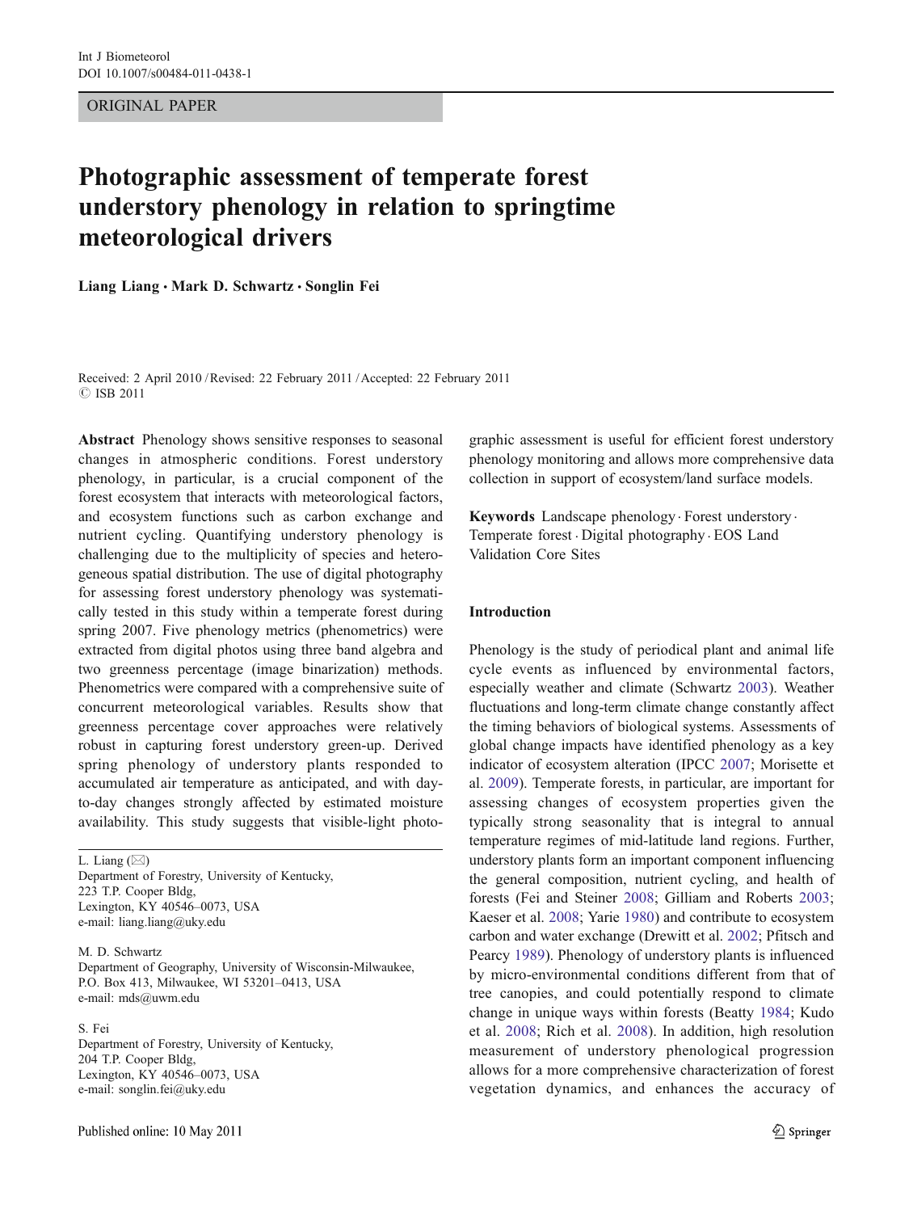ORIGINAL PAPER

# Photographic assessment of temperate forest understory phenology in relation to springtime meteorological drivers

**Liang Liang · Mark D. Schwartz · Songlin Fei**

Received: 2 April 2010 / Revised: 22 February 2011 / Accepted: 22 February 2011
© ISB 2011

**Abstract** Phenology shows sensitive responses to seasonal changes in atmospheric conditions. Forest understory phenology, in particular, is a crucial component of the forest ecosystem that interacts with meteorological factors, and ecosystem functions such as carbon exchange and nutrient cycling. Quantifying understory phenology is challenging due to the multiplicity of species and heterogeneous spatial distribution. The use of digital photography for assessing forest understory phenology was systematically tested in this study within a temperate forest during spring 2007. Five phenology metrics (phenometrics) were extracted from digital photos using three band algebra and two greenness percentage (image binarization) methods. Phenometrics were compared with a comprehensive suite of concurrent meteorological variables. Results show that greenness percentage cover approaches were relatively robust in capturing forest understory green-up. Derived spring phenology of understory plants responded to accumulated air temperature as anticipated, and with day-to-day changes strongly affected by estimated moisture availability. This study suggests that visible-light photographic assessment is useful for efficient forest understory phenology monitoring and allows more comprehensive data collection in support of ecosystem/land surface models.

**Keywords** Landscape phenology · Forest understory · Temperate forest · Digital photography · EOS Land Validation Core Sites

L. Liang (✉)
Department of Forestry, University of Kentucky,
223 T.P. Cooper Bldg,
Lexington, KY 40546–0073, USA
e-mail: liang.liang@uky.edu

M. D. Schwartz
Department of Geography, University of Wisconsin-Milwaukee,
P.O. Box 413, Milwaukee, WI 53201–0413, USA
e-mail: mds@uwm.edu

S. Fei
Department of Forestry, University of Kentucky,
204 T.P. Cooper Bldg,
Lexington, KY 40546–0073, USA
e-mail: songlin.fei@uky.edu

## Introduction

Phenology is the study of periodical plant and animal life cycle events as influenced by environmental factors, especially weather and climate (Schwartz 2003). Weather fluctuations and long-term climate change constantly affect the timing behaviors of biological systems. Assessments of global change impacts have identified phenology as a key indicator of ecosystem alteration (IPCC 2007; Morisette et al. 2009). Temperate forests, in particular, are important for assessing changes of ecosystem properties given the typically strong seasonality that is integral to annual temperature regimes of mid-latitude land regions. Further, understory plants form an important component influencing the general composition, nutrient cycling, and health of forests (Fei and Steiner 2008; Gilliam and Roberts 2003; Kaeser et al. 2008; Yarie 1980) and contribute to ecosystem carbon and water exchange (Drewitt et al. 2002; Pfitsch and Pearcy 1989). Phenology of understory plants is influenced by micro-environmental conditions different from that of tree canopies, and could potentially respond to climate change in unique ways within forests (Beatty 1984; Kudo et al. 2008; Rich et al. 2008). In addition, high resolution measurement of understory phenological progression allows for a more comprehensive characterization of forest vegetation dynamics, and enhances the accuracy of

Published online: 10 May 2011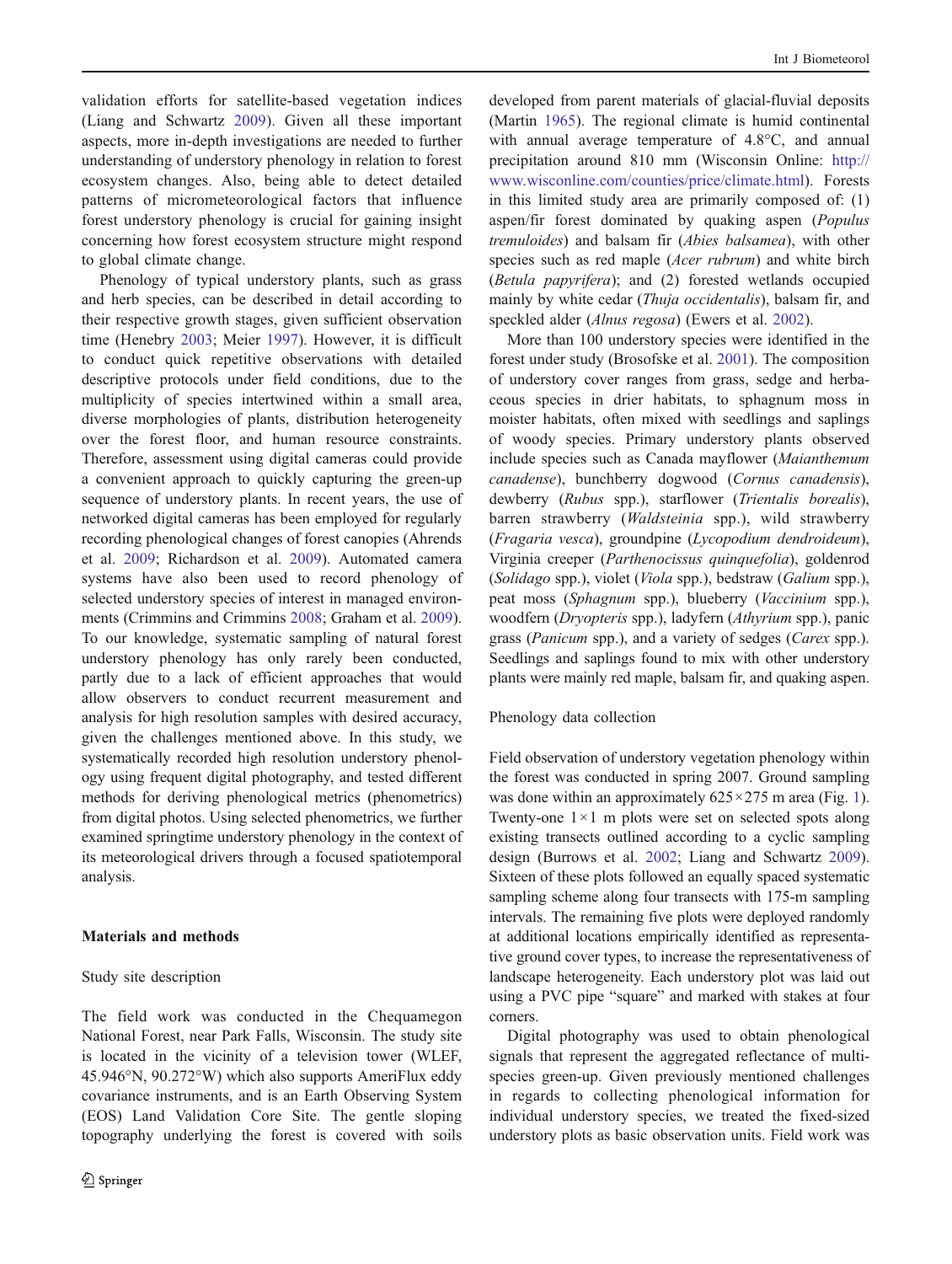validation efforts for satellite-based vegetation indices (Liang and Schwartz 2009). Given all these important aspects, more in-depth investigations are needed to further understanding of understory phenology in relation to forest ecosystem changes. Also, being able to detect detailed patterns of micrometeorological factors that influence forest understory phenology is crucial for gaining insight concerning how forest ecosystem structure might respond to global climate change.

Phenology of typical understory plants, such as grass and herb species, can be described in detail according to their respective growth stages, given sufficient observation time (Henebry 2003; Meier 1997). However, it is difficult to conduct quick repetitive observations with detailed descriptive protocols under field conditions, due to the multiplicity of species intertwined within a small area, diverse morphologies of plants, distribution heterogeneity over the forest floor, and human resource constraints. Therefore, assessment using digital cameras could provide a convenient approach to quickly capturing the green-up sequence of understory plants. In recent years, the use of networked digital cameras has been employed for regularly recording phenological changes of forest canopies (Ahrends et al. 2009; Richardson et al. 2009). Automated camera systems have also been used to record phenology of selected understory species of interest in managed environments (Crimmins and Crimmins 2008; Graham et al. 2009). To our knowledge, systematic sampling of natural forest understory phenology has only rarely been conducted, partly due to a lack of efficient approaches that would allow observers to conduct recurrent measurement and analysis for high resolution samples with desired accuracy, given the challenges mentioned above. In this study, we systematically recorded high resolution understory phenology using frequent digital photography, and tested different methods for deriving phenological metrics (phenometrics) from digital photos. Using selected phenometrics, we further examined springtime understory phenology in the context of its meteorological drivers through a focused spatiotemporal analysis.

## Materials and methods

### Study site description

The field work was conducted in the Chequamegon National Forest, near Park Falls, Wisconsin. The study site is located in the vicinity of a television tower (WLEF, 45.946°N, 90.272°W) which also supports AmeriFlux eddy covariance instruments, and is an Earth Observing System (EOS) Land Validation Core Site. The gentle sloping topography underlying the forest is covered with soils developed from parent materials of glacial-fluvial deposits (Martin 1965). The regional climate is humid continental with annual average temperature of 4.8°C, and annual precipitation around 810 mm (Wisconsin Online: http://www.wisconline.com/counties/price/climate.html). Forests in this limited study area are primarily composed of: (1) aspen/fir forest dominated by quaking aspen (*Populus tremuloides*) and balsam fir (*Abies balsamea*), with other species such as red maple (*Acer rubrum*) and white birch (*Betula papyrifera*); and (2) forested wetlands occupied mainly by white cedar (*Thuja occidentalis*), balsam fir, and speckled alder (*Alnus regosa*) (Ewers et al. 2002).

More than 100 understory species were identified in the forest under study (Brosofske et al. 2001). The composition of understory cover ranges from grass, sedge and herbaceous species in drier habitats, to sphagnum moss in moister habitats, often mixed with seedlings and saplings of woody species. Primary understory plants observed include species such as Canada mayflower (*Maianthemum canadense*), bunchberry dogwood (*Cornus canadensis*), dewberry (*Rubus* spp.), starflower (*Trientalis borealis*), barren strawberry (*Waldsteinia* spp.), wild strawberry (*Fragaria vesca*), groundpine (*Lycopodium dendroideum*), Virginia creeper (*Parthenocissus quinquefolia*), goldenrod (*Solidago* spp.), violet (*Viola* spp.), bedstraw (*Galium* spp.), peat moss (*Sphagnum* spp.), blueberry (*Vaccinium* spp.), woodfern (*Dryopteris* spp.), ladyfern (*Athyrium* spp.), panic grass (*Panicum* spp.), and a variety of sedges (*Carex* spp.). Seedlings and saplings found to mix with other understory plants were mainly red maple, balsam fir, and quaking aspen.

### Phenology data collection

Field observation of understory vegetation phenology within the forest was conducted in spring 2007. Ground sampling was done within an approximately 625×275 m area (Fig. 1). Twenty-one 1×1 m plots were set on selected spots along existing transects outlined according to a cyclic sampling design (Burrows et al. 2002; Liang and Schwartz 2009). Sixteen of these plots followed an equally spaced systematic sampling scheme along four transects with 175-m sampling intervals. The remaining five plots were deployed randomly at additional locations empirically identified as representative ground cover types, to increase the representativeness of landscape heterogeneity. Each understory plot was laid out using a PVC pipe "square" and marked with stakes at four corners.

Digital photography was used to obtain phenological signals that represent the aggregated reflectance of multi-species green-up. Given previously mentioned challenges in regards to collecting phenological information for individual understory species, we treated the fixed-sized understory plots as basic observation units. Field work was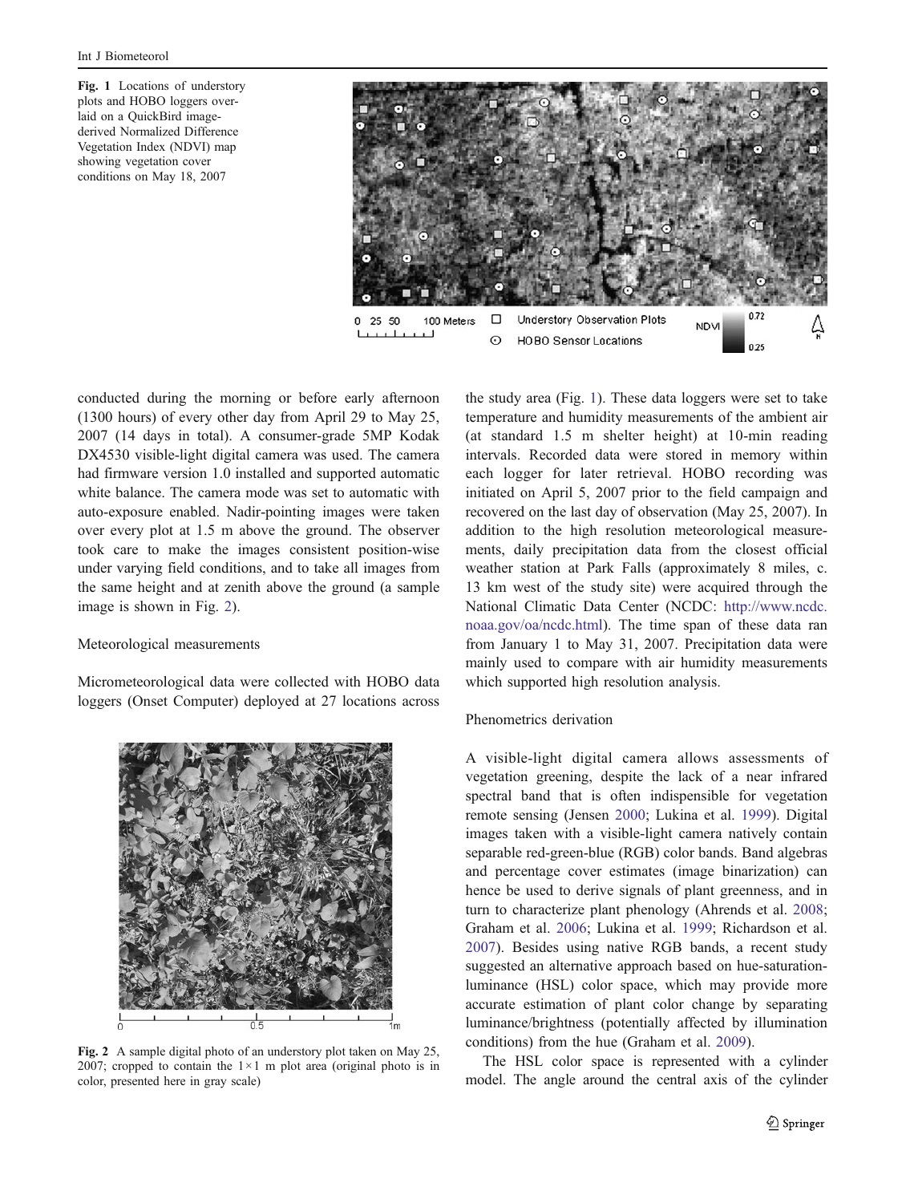Fig. 1 Locations of understory plots and HOBO loggers overlaid on a QuickBird image-derived Normalized Difference Vegetation Index (NDVI) map showing vegetation cover conditions on May 18, 2007

conducted during the morning or before early afternoon (1300 hours) of every other day from April 29 to May 25, 2007 (14 days in total). A consumer-grade 5MP Kodak DX4530 visible-light digital camera was used. The camera had firmware version 1.0 installed and supported automatic white balance. The camera mode was set to automatic with auto-exposure enabled. Nadir-pointing images were taken over every plot at 1.5 m above the ground. The observer took care to make the images consistent position-wise under varying field conditions, and to take all images from the same height and at zenith above the ground (a sample image is shown in Fig. 2).

## Meteorological measurements

Micrometeorological data were collected with HOBO data loggers (Onset Computer) deployed at 27 locations across the study area (Fig. 1). These data loggers were set to take temperature and humidity measurements of the ambient air (at standard 1.5 m shelter height) at 10-min reading intervals. Recorded data were stored in memory within each logger for later retrieval. HOBO recording was initiated on April 5, 2007 prior to the field campaign and recovered on the last day of observation (May 25, 2007). In addition to the high resolution meteorological measurements, daily precipitation data from the closest official weather station at Park Falls (approximately 8 miles, c. 13 km west of the study site) were acquired through the National Climatic Data Center (NCDC: http://www.ncdc.noaa.gov/oa/ncdc.html). The time span of these data ran from January 1 to May 31, 2007. Precipitation data were mainly used to compare with air humidity measurements which supported high resolution analysis.

Fig. 2 A sample digital photo of an understory plot taken on May 25, 2007; cropped to contain the 1×1 m plot area (original photo is in color, presented here in gray scale)

## Phenometrics derivation

A visible-light digital camera allows assessments of vegetation greening, despite the lack of a near infrared spectral band that is often indispensible for vegetation remote sensing (Jensen 2000; Lukina et al. 1999). Digital images taken with a visible-light camera natively contain separable red-green-blue (RGB) color bands. Band algebras and percentage cover estimates (image binarization) can hence be used to derive signals of plant greenness, and in turn to characterize plant phenology (Ahrends et al. 2008; Graham et al. 2006; Lukina et al. 1999; Richardson et al. 2007). Besides using native RGB bands, a recent study suggested an alternative approach based on hue-saturation-luminance (HSL) color space, which may provide more accurate estimation of plant color change by separating luminance/brightness (potentially affected by illumination conditions) from the hue (Graham et al. 2009).

The HSL color space is represented with a cylinder model. The angle around the central axis of the cylinder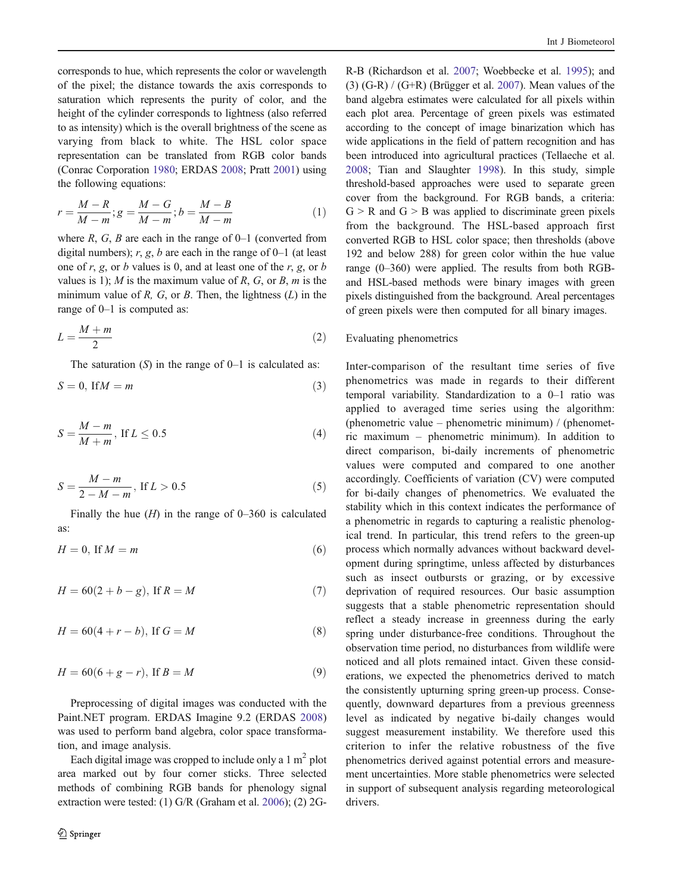corresponds to hue, which represents the color or wavelength of the pixel; the distance towards the axis corresponds to saturation which represents the purity of color, and the height of the cylinder corresponds to lightness (also referred to as intensity) which is the overall brightness of the scene as varying from black to white. The HSL color space representation can be translated from RGB color bands (Conrac Corporation 1980; ERDAS 2008; Pratt 2001) using the following equations:

$$r = \frac{M - R}{M - m}; g = \frac{M - G}{M - m}; b = \frac{M - B}{M - m} \tag{1}$$

where $R$, $G$, $B$ are each in the range of 0–1 (converted from digital numbers); $r$, $g$, $b$ are each in the range of 0–1 (at least one of $r$, $g$, or $b$ values is 0, and at least one of the $r$, $g$, or $b$ values is 1); $M$ is the maximum value of $R$, $G$, or $B$, $m$ is the minimum value of $R$, $G$, or $B$. Then, the lightness ($L$) in the range of 0–1 is computed as:

$$L = \frac{M + m}{2} \tag{2}$$

The saturation ($S$) in the range of 0–1 is calculated as:

$$S = 0, \text{ If } M = m \tag{3}$$

$$S = \frac{M - m}{M + m}, \text{ If } L \leq 0.5 \tag{4}$$

$$S = \frac{M - m}{2 - M - m}, \text{ If } L > 0.5 \tag{5}$$

Finally the hue ($H$) in the range of 0–360 is calculated as:

$$H = 0, \text{ If } M = m \tag{6}$$

$$H = 60(2 + b - g), \text{ If } R = M \tag{7}$$

$$H = 60(4 + r - b), \text{ If } G = M \tag{8}$$

$$H = 60(6 + g - r), \text{ If } B = M \tag{9}$$

Preprocessing of digital images was conducted with the Paint.NET program. ERDAS Imagine 9.2 (ERDAS 2008) was used to perform band algebra, color space transformation, and image analysis.

Each digital image was cropped to include only a 1 $m^2$ plot area marked out by four corner sticks. Three selected methods of combining RGB bands for phenology signal extraction were tested: (1) G/R (Graham et al. 2006); (2) 2G-R-B (Richardson et al. 2007; Woebbecke et al. 1995); and (3) (G-R) / (G+R) (Brügger et al. 2007). Mean values of the band algebra estimates were calculated for all pixels within each plot area. Percentage of green pixels was estimated according to the concept of image binarization which has wide applications in the field of pattern recognition and has been introduced into agricultural practices (Tellaeche et al. 2008; Tian and Slaughter 1998). In this study, simple threshold-based approaches were used to separate green cover from the background. For RGB bands, a criteria: G > R and G > B was applied to discriminate green pixels from the background. The HSL-based approach first converted RGB to HSL color space; then thresholds (above 192 and below 288) for green color within the hue value range (0–360) were applied. The results from both RGB- and HSL-based methods were binary images with green pixels distinguished from the background. Areal percentages of green pixels were then computed for all binary images.

## Evaluating phenometrics

Inter-comparison of the resultant time series of five phenometrics was made in regards to their different temporal variability. Standardization to a 0–1 ratio was applied to averaged time series using the algorithm: (phenometric value – phenometric minimum) / (phenometric maximum – phenometric minimum). In addition to direct comparison, bi-daily increments of phenometric values were computed and compared to one another accordingly. Coefficients of variation (CV) were computed for bi-daily changes of phenometrics. We evaluated the stability which in this context indicates the performance of a phenometric in regards to capturing a realistic phenological trend. In particular, this trend refers to the green-up process which normally advances without backward development during springtime, unless affected by disturbances such as insect outbursts or grazing, or by excessive deprivation of required resources. Our basic assumption suggests that a stable phenometric representation should reflect a steady increase in greenness during the early spring under disturbance-free conditions. Throughout the observation time period, no disturbances from wildlife were noticed and all plots remained intact. Given these considerations, we expected the phenometrics derived to match the consistently upturning spring green-up process. Consequently, downward departures from a previous greenness level as indicated by negative bi-daily changes would suggest measurement instability. We therefore used this criterion to infer the relative robustness of the five phenometrics derived against potential errors and measurement uncertainties. More stable phenometrics were selected in support of subsequent analysis regarding meteorological drivers.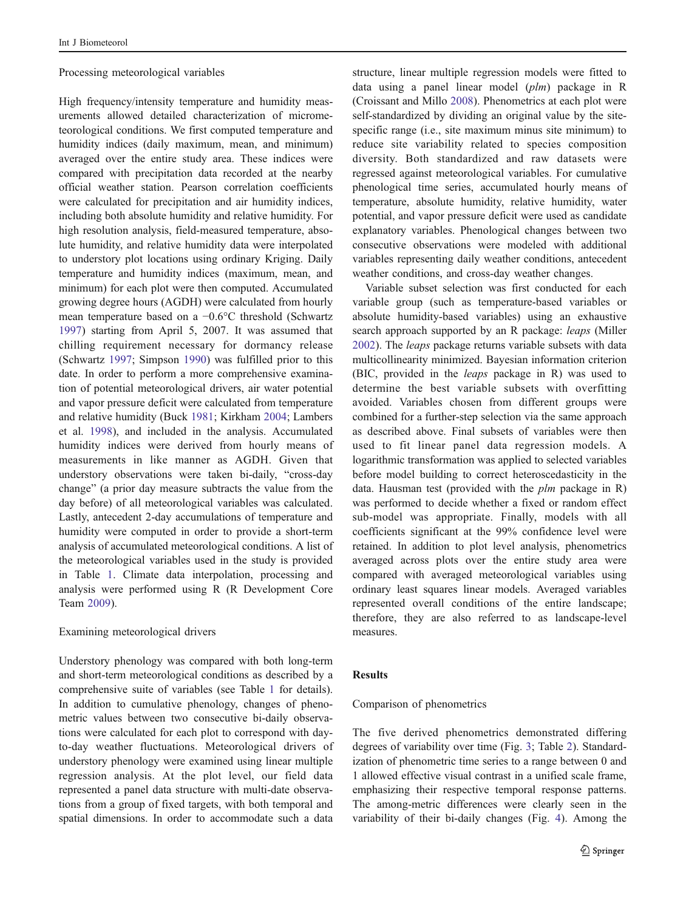Processing meteorological variables

High frequency/intensity temperature and humidity measurements allowed detailed characterization of micrometeorological conditions. We first computed temperature and humidity indices (daily maximum, mean, and minimum) averaged over the entire study area. These indices were compared with precipitation data recorded at the nearby official weather station. Pearson correlation coefficients were calculated for precipitation and air humidity indices, including both absolute humidity and relative humidity. For high resolution analysis, field-measured temperature, absolute humidity, and relative humidity data were interpolated to understory plot locations using ordinary Kriging. Daily temperature and humidity indices (maximum, mean, and minimum) for each plot were then computed. Accumulated growing degree hours (AGDH) were calculated from hourly mean temperature based on a −0.6°C threshold (Schwartz 1997) starting from April 5, 2007. It was assumed that chilling requirement necessary for dormancy release (Schwartz 1997; Simpson 1990) was fulfilled prior to this date. In order to perform a more comprehensive examination of potential meteorological drivers, air water potential and vapor pressure deficit were calculated from temperature and relative humidity (Buck 1981; Kirkham 2004; Lambers et al. 1998), and included in the analysis. Accumulated humidity indices were derived from hourly means of measurements in like manner as AGDH. Given that understory observations were taken bi-daily, "cross-day change" (a prior day measure subtracts the value from the day before) of all meteorological variables was calculated. Lastly, antecedent 2-day accumulations of temperature and humidity were computed in order to provide a short-term analysis of accumulated meteorological conditions. A list of the meteorological variables used in the study is provided in Table 1. Climate data interpolation, processing and analysis were performed using R (R Development Core Team 2009).

Examining meteorological drivers

Understory phenology was compared with both long-term and short-term meteorological conditions as described by a comprehensive suite of variables (see Table 1 for details). In addition to cumulative phenology, changes of phenometric values between two consecutive bi-daily observations were calculated for each plot to correspond with day-to-day weather fluctuations. Meteorological drivers of understory phenology were examined using linear multiple regression analysis. At the plot level, our field data represented a panel data structure with multi-date observations from a group of fixed targets, with both temporal and spatial dimensions. In order to accommodate such a data structure, linear multiple regression models were fitted to data using a panel linear model (*plm*) package in R (Croissant and Millo 2008). Phenometrics at each plot were self-standardized by dividing an original value by the site-specific range (i.e., site maximum minus site minimum) to reduce site variability related to species composition diversity. Both standardized and raw datasets were regressed against meteorological variables. For cumulative phenological time series, accumulated hourly means of temperature, absolute humidity, relative humidity, water potential, and vapor pressure deficit were used as candidate explanatory variables. Phenological changes between two consecutive observations were modeled with additional variables representing daily weather conditions, antecedent weather conditions, and cross-day weather changes.

Variable subset selection was first conducted for each variable group (such as temperature-based variables or absolute humidity-based variables) using an exhaustive search approach supported by an R package: *leaps* (Miller 2002). The *leaps* package returns variable subsets with data multicollinearity minimized. Bayesian information criterion (BIC, provided in the *leaps* package in R) was used to determine the best variable subsets with overfitting avoided. Variables chosen from different groups were combined for a further-step selection via the same approach as described above. Final subsets of variables were then used to fit linear panel data regression models. A logarithmic transformation was applied to selected variables before model building to correct heteroscedasticity in the data. Hausman test (provided with the *plm* package in R) was performed to decide whether a fixed or random effect sub-model was appropriate. Finally, models with all coefficients significant at the 99% confidence level were retained. In addition to plot level analysis, phenometrics averaged across plots over the entire study area were compared with averaged meteorological variables using ordinary least squares linear models. Averaged variables represented overall conditions of the entire landscape; therefore, they are also referred to as landscape-level measures.

## Results

Comparison of phenometrics

The five derived phenometrics demonstrated differing degrees of variability over time (Fig. 3; Table 2). Standardization of phenometric time series to a range between 0 and 1 allowed effective visual contrast in a unified scale frame, emphasizing their respective temporal response patterns. The among-metric differences were clearly seen in the variability of their bi-daily changes (Fig. 4). Among the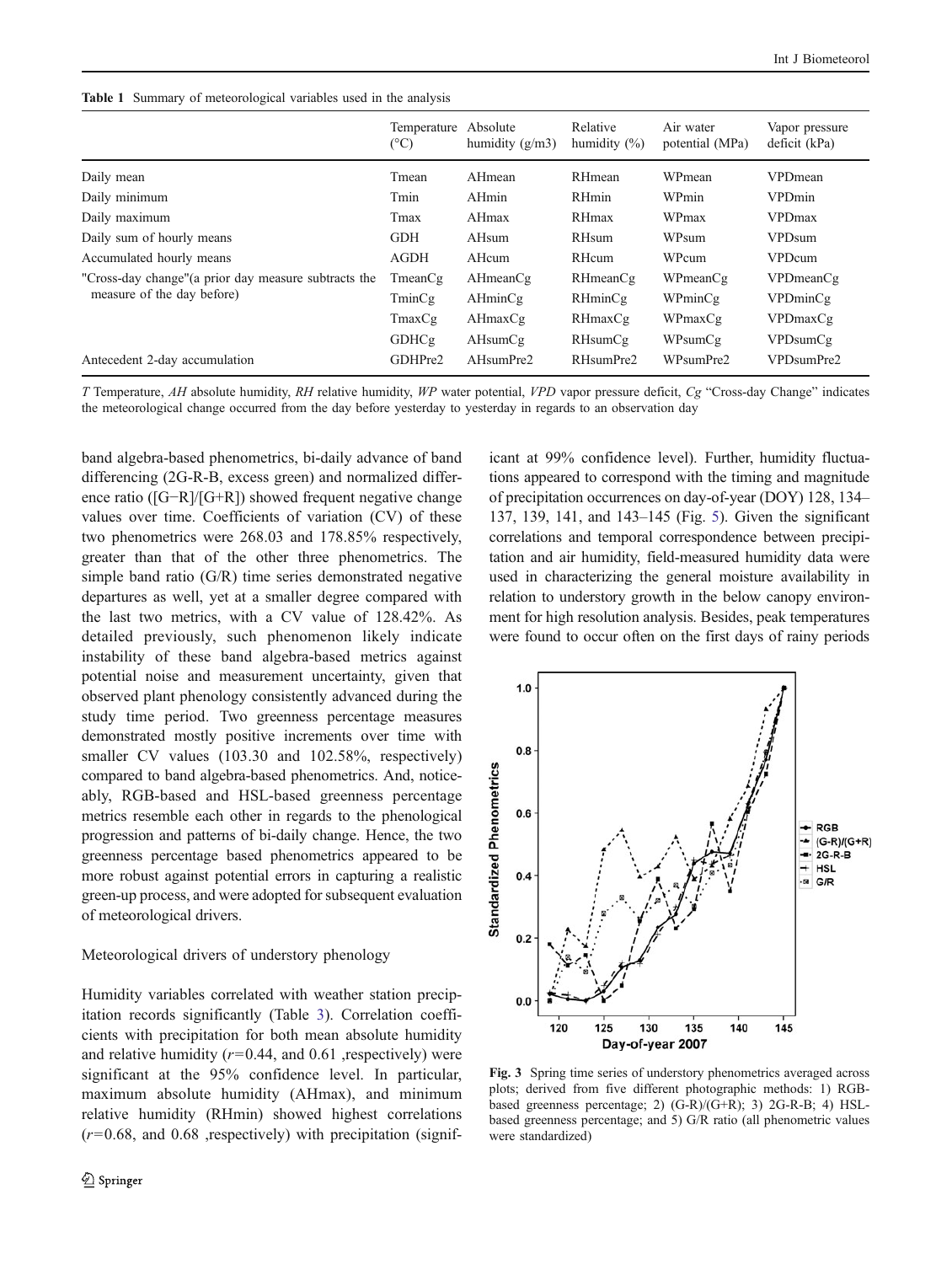**Table 1** Summary of meteorological variables used in the analysis

| | Temperature (°C) | Absolute humidity (g/m3) | Relative humidity (%) | Air water potential (MPa) | Vapor pressure deficit (kPa) |
|---|---|---|---|---|---|
| Daily mean | Tmean | AHmean | RHmean | WPmean | VPDmean |
| Daily minimum | Tmin | AHmin | RHmin | WPmin | VPDmin |
| Daily maximum | Tmax | AHmax | RHmax | WPmax | VPDmax |
| Daily sum of hourly means | GDH | AHsum | RHsum | WPsum | VPDsum |
| Accumulated hourly means | AGDH | AHcum | RHcum | WPcum | VPDcum |
| "Cross-day change"(a prior day measure subtracts the measure of the day before) | TmeanCg | AHmeanCg | RHmeanCg | WPmeanCg | VPDmeanCg |
| | TminCg | AHminCg | RHminCg | WPminCg | VPDminCg |
| | TmaxCg | AHmaxCg | RHmaxCg | WPmaxCg | VPDmaxCg |
| | GDHCg | AHsumCg | RHsumCg | WPsumCg | VPDsumCg |
| Antecedent 2-day accumulation | GDHPre2 | AHsumPre2 | RHsumPre2 | WPsumPre2 | VPDsumPre2 |

*T* Temperature, *AH* absolute humidity, *RH* relative humidity, *WP* water potential, *VPD* vapor pressure deficit, *Cg* "Cross-day Change" indicates the meteorological change occurred from the day before yesterday to yesterday in regards to an observation day

band algebra-based phenometrics, bi-daily advance of band differencing (2G-R-B, excess green) and normalized difference ratio ([G−R]/[G+R]) showed frequent negative change values over time. Coefficients of variation (CV) of these two phenometrics were 268.03 and 178.85% respectively, greater than that of the other three phenometrics. The simple band ratio (G/R) time series demonstrated negative departures as well, yet at a smaller degree compared with the last two metrics, with a CV value of 128.42%. As detailed previously, such phenomenon likely indicate instability of these band algebra-based metrics against potential noise and measurement uncertainty, given that observed plant phenology consistently advanced during the study time period. Two greenness percentage measures demonstrated mostly positive increments over time with smaller CV values (103.30 and 102.58%, respectively) compared to band algebra-based phenometrics. And, noticeably, RGB-based and HSL-based greenness percentage metrics resemble each other in regards to the phenological progression and patterns of bi-daily change. Hence, the two greenness percentage based phenometrics appeared to be more robust against potential errors in capturing a realistic green-up process, and were adopted for subsequent evaluation of meteorological drivers.

### Meteorological drivers of understory phenology

Humidity variables correlated with weather station precipitation records significantly (Table 3). Correlation coefficients with precipitation for both mean absolute humidity and relative humidity ($r=0.44$, and 0.61 ,respectively) were significant at the 95% confidence level. In particular, maximum absolute humidity (AHmax), and minimum relative humidity (RHmin) showed highest correlations ($r=0.68$, and 0.68 ,respectively) with precipitation (significant at 99% confidence level). Further, humidity fluctuations appeared to correspond with the timing and magnitude of precipitation occurrences on day-of-year (DOY) 128, 134–137, 139, 141, and 143–145 (Fig. 5). Given the significant correlations and temporal correspondence between precipitation and air humidity, field-measured humidity data were used in characterizing the general moisture availability in relation to understory growth in the below canopy environment for high resolution analysis. Besides, peak temperatures were found to occur often on the first days of rainy periods

**Fig. 3** Spring time series of understory phenometrics averaged across plots; derived from five different photographic methods: 1) RGB-based greenness percentage; 2) (G-R)/(G+R); 3) 2G-R-B; 4) HSL-based greenness percentage; and 5) G/R ratio (all phenometric values were standardized)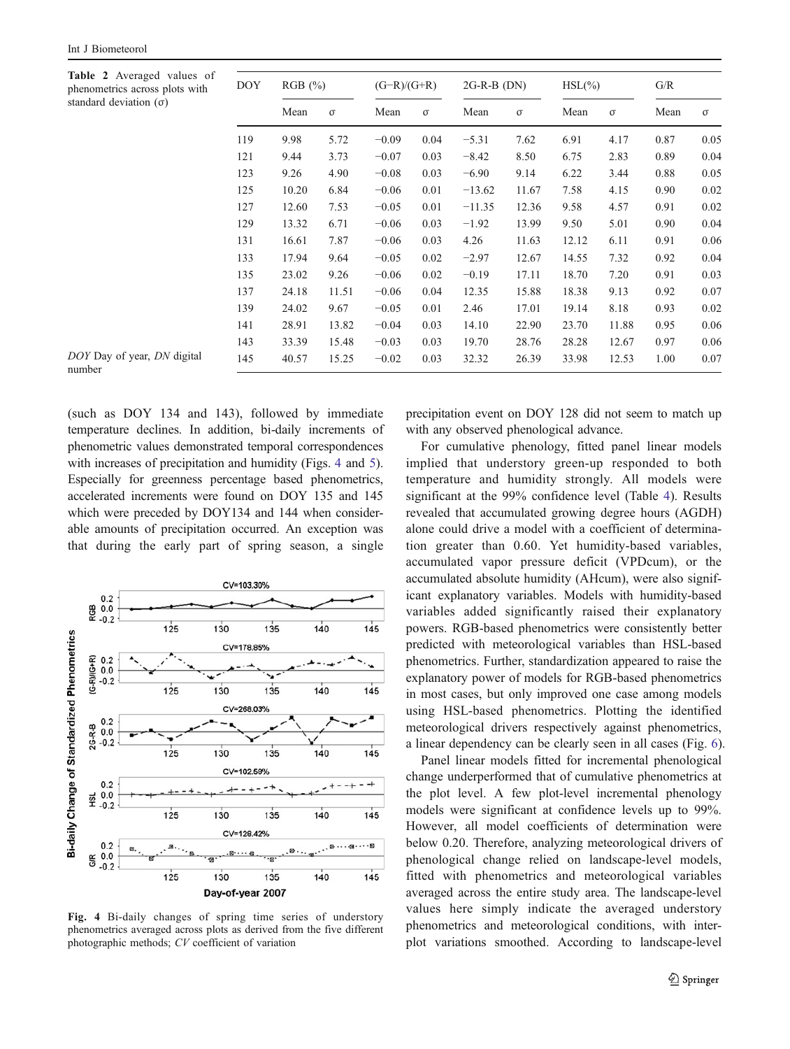**Table 2** Averaged values of phenometrics across plots with standard deviation (σ)

| DOY | RGB (%) | | (G−R)/(G+R) | | 2G-R-B (DN) | | HSL(%) | | G/R | |
|---|---|---|---|---|---|---|---|---|---|---|
| | Mean | σ | Mean | σ | Mean | σ | Mean | σ | Mean | σ |
| 119 | 9.98 | 5.72 | −0.09 | 0.04 | −5.31 | 7.62 | 6.91 | 4.17 | 0.87 | 0.05 |
| 121 | 9.44 | 3.73 | −0.07 | 0.03 | −8.42 | 8.50 | 6.75 | 2.83 | 0.89 | 0.04 |
| 123 | 9.26 | 4.90 | −0.08 | 0.03 | −6.90 | 9.14 | 6.22 | 3.44 | 0.88 | 0.05 |
| 125 | 10.20 | 6.84 | −0.06 | 0.01 | −13.62 | 11.67 | 7.58 | 4.15 | 0.90 | 0.02 |
| 127 | 12.60 | 7.53 | −0.05 | 0.01 | −11.35 | 12.36 | 9.58 | 4.57 | 0.91 | 0.02 |
| 129 | 13.32 | 6.71 | −0.06 | 0.03 | −1.92 | 13.99 | 9.50 | 5.01 | 0.90 | 0.04 |
| 131 | 16.61 | 7.87 | −0.06 | 0.03 | 4.26 | 11.63 | 12.12 | 6.11 | 0.91 | 0.06 |
| 133 | 17.94 | 9.64 | −0.05 | 0.02 | −2.97 | 12.67 | 14.55 | 7.32 | 0.92 | 0.04 |
| 135 | 23.02 | 9.26 | −0.06 | 0.02 | −0.19 | 17.11 | 18.70 | 7.20 | 0.91 | 0.03 |
| 137 | 24.18 | 11.51 | −0.06 | 0.04 | 12.35 | 15.88 | 18.38 | 9.13 | 0.92 | 0.07 |
| 139 | 24.02 | 9.67 | −0.05 | 0.01 | 2.46 | 17.01 | 19.14 | 8.18 | 0.93 | 0.02 |
| 141 | 28.91 | 13.82 | −0.04 | 0.03 | 14.10 | 22.90 | 23.70 | 11.88 | 0.95 | 0.06 |
| 143 | 33.39 | 15.48 | −0.03 | 0.03 | 19.70 | 28.76 | 28.28 | 12.67 | 0.97 | 0.06 |
| 145 | 40.57 | 15.25 | −0.02 | 0.03 | 32.32 | 26.39 | 33.98 | 12.53 | 1.00 | 0.07 |

*DOY* Day of year, *DN* digital number

(such as DOY 134 and 143), followed by immediate temperature declines. In addition, bi-daily increments of phenometric values demonstrated temporal correspondences with increases of precipitation and humidity (Figs. 4 and 5). Especially for greenness percentage based phenometrics, accelerated increments were found on DOY 135 and 145 which were preceded by DOY134 and 144 when considerable amounts of precipitation occurred. An exception was that during the early part of spring season, a single precipitation event on DOY 128 did not seem to match up with any observed phenological advance.

**Fig. 4** Bi-daily changes of spring time series of understory phenometrics averaged across plots as derived from the five different photographic methods; *CV* coefficient of variation

For cumulative phenology, fitted panel linear models implied that understory green-up responded to both temperature and humidity strongly. All models were significant at the 99% confidence level (Table 4). Results revealed that accumulated growing degree hours (AGDH) alone could drive a model with a coefficient of determination greater than 0.60. Yet humidity-based variables, accumulated vapor pressure deficit (VPDcum), or the accumulated absolute humidity (AHcum), were also significant explanatory variables. Models with humidity-based variables added significantly raised their explanatory powers. RGB-based phenometrics were consistently better predicted with meteorological variables than HSL-based phenometrics. Further, standardization appeared to raise the explanatory power of models for RGB-based phenometrics in most cases, but only improved one case among models using HSL-based phenometrics. Plotting the identified meteorological drivers respectively against phenometrics, a linear dependency can be clearly seen in all cases (Fig. 6).

Panel linear models fitted for incremental phenological change underperformed that of cumulative phenometrics at the plot level. A few plot-level incremental phenology models were significant at confidence levels up to 99%. However, all model coefficients of determination were below 0.20. Therefore, analyzing meteorological drivers of phenological change relied on landscape-level models, fitted with phenometrics and meteorological variables averaged across the entire study area. The landscape-level values here simply indicate the averaged understory phenometrics and meteorological conditions, with inter-plot variations smoothed. According to landscape-level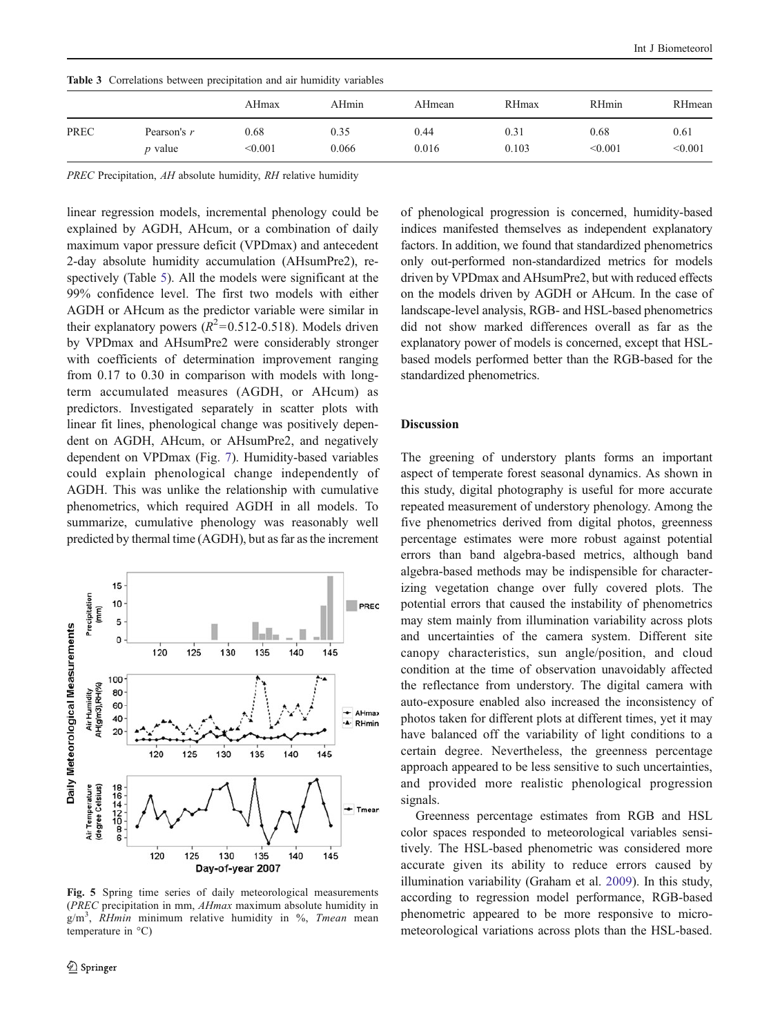**Table 3** Correlations between precipitation and air humidity variables

| | | AHmax | AHmin | AHmean | RHmax | RHmin | RHmean |
|---|---|---|---|---|---|---|---|
| PREC | Pearson's *r* | 0.68 | 0.35 | 0.44 | 0.31 | 0.68 | 0.61 |
| | *p* value | <0.001 | 0.066 | 0.016 | 0.103 | <0.001 | <0.001 |

*PREC* Precipitation, *AH* absolute humidity, *RH* relative humidity

linear regression models, incremental phenology could be explained by AGDH, AHcum, or a combination of daily maximum vapor pressure deficit (VPDmax) and antecedent 2-day absolute humidity accumulation (AHsumPre2), respectively (Table 5). All the models were significant at the 99% confidence level. The first two models with either AGDH or AHcum as the predictor variable were similar in their explanatory powers ($R^2$=0.512-0.518). Models driven by VPDmax and AHsumPre2 were considerably stronger with coefficients of determination improvement ranging from 0.17 to 0.30 in comparison with models with long-term accumulated measures (AGDH, or AHcum) as predictors. Investigated separately in scatter plots with linear fit lines, phenological change was positively dependent on AGDH, AHcum, or AHsumPre2, and negatively dependent on VPDmax (Fig. 7). Humidity-based variables could explain phenological change independently of AGDH. This was unlike the relationship with cumulative phenometrics, which required AGDH in all models. To summarize, cumulative phenology was reasonably well predicted by thermal time (AGDH), but as far as the increment of phenological progression is concerned, humidity-based indices manifested themselves as independent explanatory factors. In addition, we found that standardized phenometrics only out-performed non-standardized metrics for models driven by VPDmax and AHsumPre2, but with reduced effects on the models driven by AGDH or AHcum. In the case of landscape-level analysis, RGB- and HSL-based phenometrics did not show marked differences overall as far as the explanatory power of models is concerned, except that HSL-based models performed better than the RGB-based for the standardized phenometrics.

**Fig. 5** Spring time series of daily meteorological measurements (*PREC* precipitation in mm, *AHmax* maximum absolute humidity in g/m$^3$, *RHmin* minimum relative humidity in %, *Tmean* mean temperature in °C)

## Discussion

The greening of understory plants forms an important aspect of temperate forest seasonal dynamics. As shown in this study, digital photography is useful for more accurate repeated measurement of understory phenology. Among the five phenometrics derived from digital photos, greenness percentage estimates were more robust against potential errors than band algebra-based metrics, although band algebra-based methods may be indispensible for characterizing vegetation change over fully covered plots. The potential errors that caused the instability of phenometrics may stem mainly from illumination variability across plots and uncertainties of the camera system. Different site canopy characteristics, sun angle/position, and cloud condition at the time of observation unavoidably affected the reflectance from understory. The digital camera with auto-exposure enabled also increased the inconsistency of photos taken for different plots at different times, yet it may have balanced off the variability of light conditions to a certain degree. Nevertheless, the greenness percentage approach appeared to be less sensitive to such uncertainties, and provided more realistic phenological progression signals.

Greenness percentage estimates from RGB and HSL color spaces responded to meteorological variables sensitively. The HSL-based phenometric was considered more accurate given its ability to reduce errors caused by illumination variability (Graham et al. 2009). In this study, according to regression model performance, RGB-based phenometric appeared to be more responsive to micro-meteorological variations across plots than the HSL-based.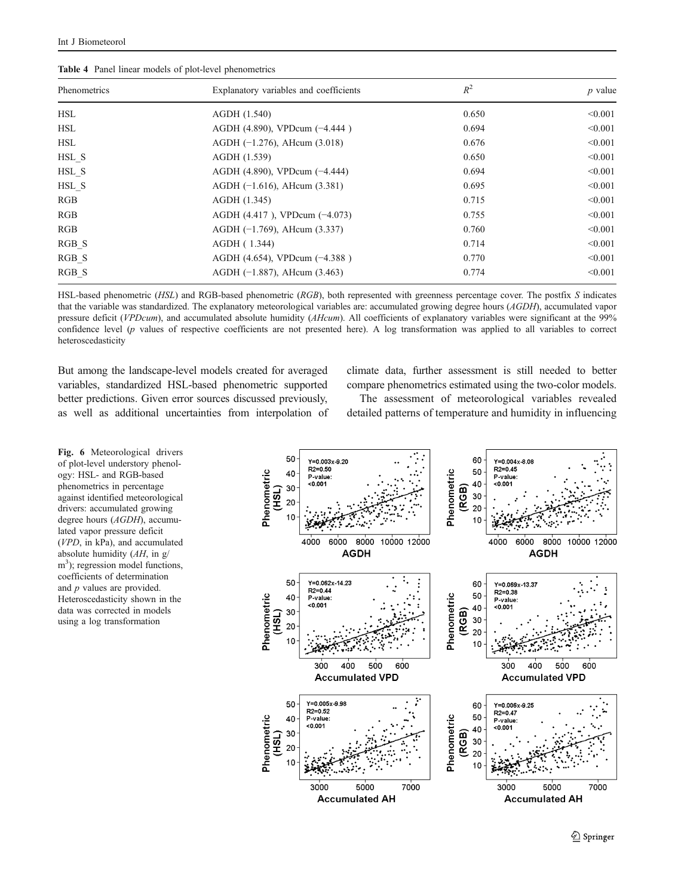**Table 4** Panel linear models of plot-level phenometrics

| Phenometrics | Explanatory variables and coefficients | $R^2$ | *p* value |
|---|---|---|---|
| HSL | AGDH (1.540) | 0.650 | <0.001 |
| HSL | AGDH (4.890), VPDcum (−4.444 ) | 0.694 | <0.001 |
| HSL | AGDH (−1.276), AHcum (3.018) | 0.676 | <0.001 |
| HSL_S | AGDH (1.539) | 0.650 | <0.001 |
| HSL_S | AGDH (4.890), VPDcum (−4.444) | 0.694 | <0.001 |
| HSL_S | AGDH (−1.616), AHcum (3.381) | 0.695 | <0.001 |
| RGB | AGDH (1.345) | 0.715 | <0.001 |
| RGB | AGDH (4.417 ), VPDcum (−4.073) | 0.755 | <0.001 |
| RGB | AGDH (−1.769), AHcum (3.337) | 0.760 | <0.001 |
| RGB_S | AGDH ( 1.344) | 0.714 | <0.001 |
| RGB_S | AGDH (4.654), VPDcum (−4.388 ) | 0.770 | <0.001 |
| RGB_S | AGDH (−1.887), AHcum (3.463) | 0.774 | <0.001 |

HSL-based phenometric (*HSL*) and RGB-based phenometric (*RGB*), both represented with greenness percentage cover. The postfix *S* indicates that the variable was standardized. The explanatory meteorological variables are: accumulated growing degree hours (*AGDH*), accumulated vapor pressure deficit (*VPDcum*), and accumulated absolute humidity (*AHcum*). All coefficients of explanatory variables were significant at the 99% confidence level (*p* values of respective coefficients are not presented here). A log transformation was applied to all variables to correct heteroscedasticity

But among the landscape-level models created for averaged variables, standardized HSL-based phenometric supported better predictions. Given error sources discussed previously, as well as additional uncertainties from interpolation of climate data, further assessment is still needed to better compare phenometrics estimated using the two-color models.

The assessment of meteorological variables revealed detailed patterns of temperature and humidity in influencing

**Fig. 6** Meteorological drivers of plot-level understory phenology: HSL- and RGB-based phenometrics in percentage against identified meteorological drivers: accumulated growing degree hours (*AGDH*), accumulated vapor pressure deficit (*VPD*, in kPa), and accumulated absolute humidity (*AH*, in g/m$^3$); regression model functions, coefficients of determination and *p* values are provided. Heteroscedasticity shown in the data was corrected in models using a log transformation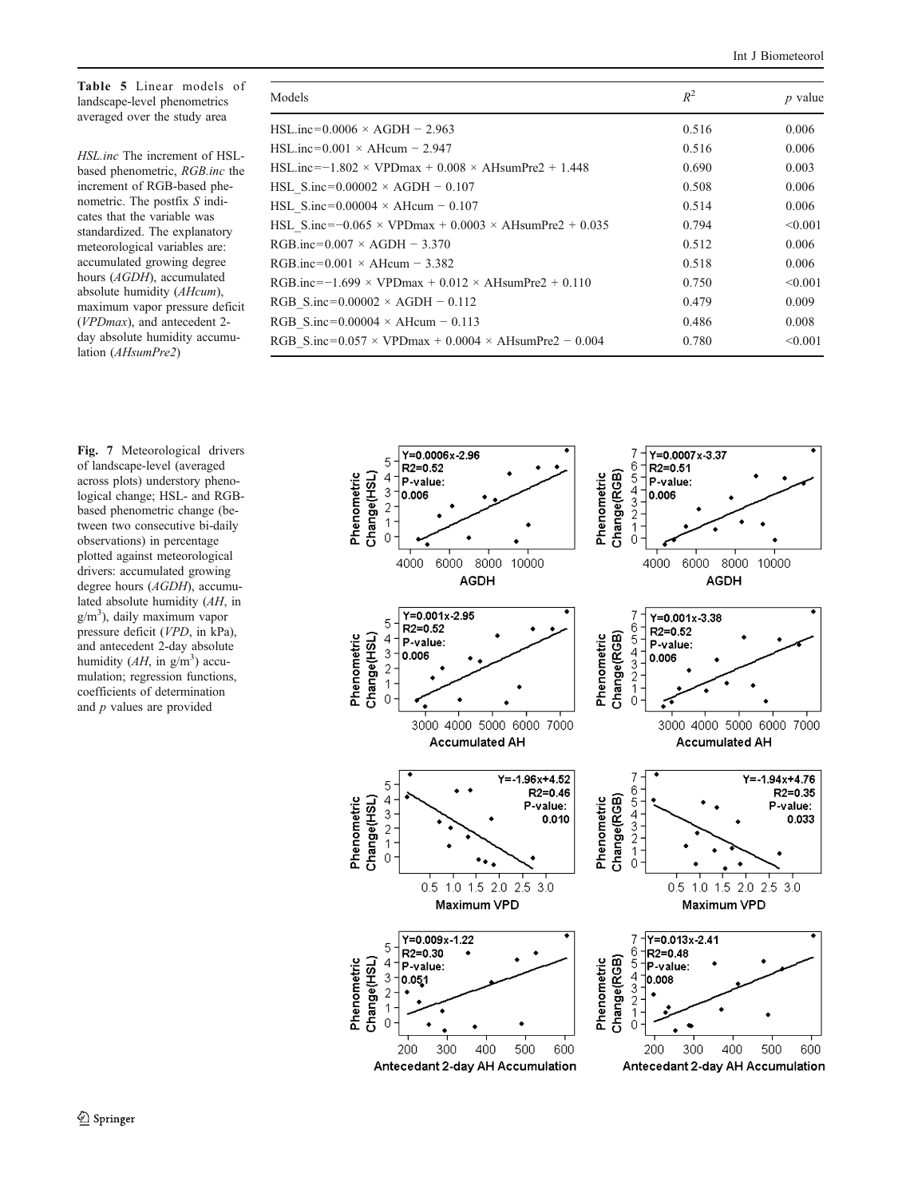**Table 5** Linear models of landscape-level phenometrics averaged over the study area

| Models | $R^2$ | $p$ value |
|---|---|---|
| HSL.inc=0.0006 × AGDH − 2.963 | 0.516 | 0.006 |
| HSL.inc=0.001 × AHcum − 2.947 | 0.516 | 0.006 |
| HSL.inc=−1.802 × VPDmax + 0.008 × AHsumPre2 + 1.448 | 0.690 | 0.003 |
| HSL_S.inc=0.00002 × AGDH − 0.107 | 0.508 | 0.006 |
| HSL_S.inc=0.00004 × AHcum − 0.107 | 0.514 | 0.006 |
| HSL_S.inc=−0.065 × VPDmax + 0.0003 × AHsumPre2 + 0.035 | 0.794 | <0.001 |
| RGB.inc=0.007 × AGDH − 3.370 | 0.512 | 0.006 |
| RGB.inc=0.001 × AHcum − 3.382 | 0.518 | 0.006 |
| RGB.inc=−1.699 × VPDmax + 0.012 × AHsumPre2 + 0.110 | 0.750 | <0.001 |
| RGB_S.inc=0.00002 × AGDH − 0.112 | 0.479 | 0.009 |
| RGB_S.inc=0.00004 × AHcum − 0.113 | 0.486 | 0.008 |
| RGB_S.inc=0.057 × VPDmax + 0.0004 × AHsumPre2 − 0.004 | 0.780 | <0.001 |

*HSL.inc* The increment of HSL-based phenometric, *RGB.inc* the increment of RGB-based phenometric. The postfix *S* indicates that the variable was standardized. The explanatory meteorological variables are: accumulated growing degree hours (*AGDH*), accumulated absolute humidity (*AHcum*), maximum vapor pressure deficit (*VPDmax*), and antecedent 2-day absolute humidity accumulation (*AHsumPre2*)

**Fig. 7** Meteorological drivers of landscape-level (averaged across plots) understory phenological change; HSL- and RGB-based phenometric change (between two consecutive bi-daily observations) in percentage plotted against meteorological drivers: accumulated growing degree hours (*AGDH*), accumulated absolute humidity (*AH*, in g/m$^3$), daily maximum vapor pressure deficit (*VPD*, in kPa), and antecedent 2-day absolute humidity (*AH*, in g/m$^3$) accumulation; regression functions, coefficients of determination and $p$ values are provided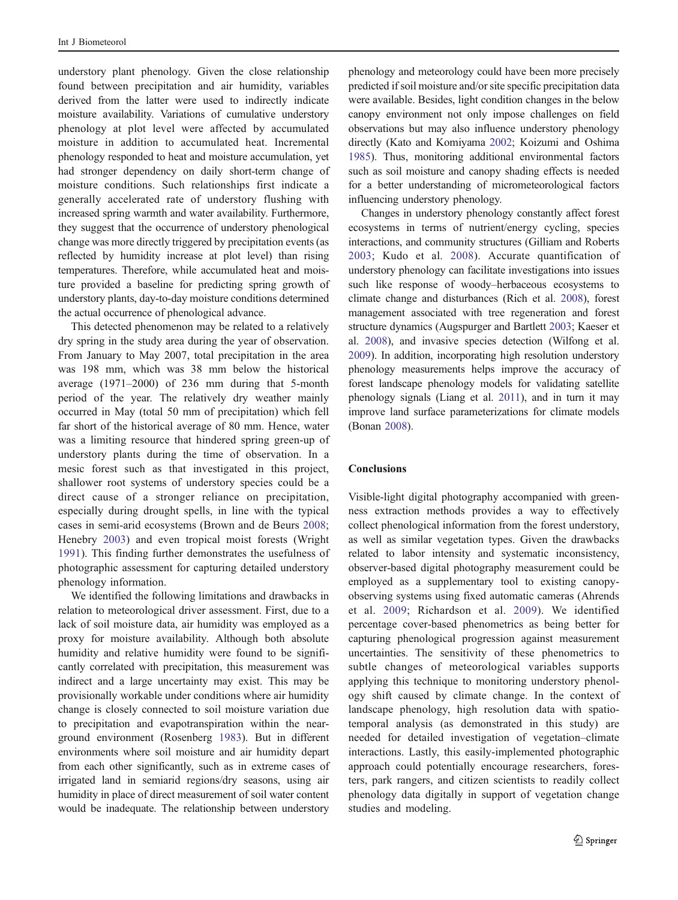understory plant phenology. Given the close relationship found between precipitation and air humidity, variables derived from the latter were used to indirectly indicate moisture availability. Variations of cumulative understory phenology at plot level were affected by accumulated moisture in addition to accumulated heat. Incremental phenology responded to heat and moisture accumulation, yet had stronger dependency on daily short-term change of moisture conditions. Such relationships first indicate a generally accelerated rate of understory flushing with increased spring warmth and water availability. Furthermore, they suggest that the occurrence of understory phenological change was more directly triggered by precipitation events (as reflected by humidity increase at plot level) than rising temperatures. Therefore, while accumulated heat and moisture provided a baseline for predicting spring growth of understory plants, day-to-day moisture conditions determined the actual occurrence of phenological advance.

This detected phenomenon may be related to a relatively dry spring in the study area during the year of observation. From January to May 2007, total precipitation in the area was 198 mm, which was 38 mm below the historical average (1971–2000) of 236 mm during that 5-month period of the year. The relatively dry weather mainly occurred in May (total 50 mm of precipitation) which fell far short of the historical average of 80 mm. Hence, water was a limiting resource that hindered spring green-up of understory plants during the time of observation. In a mesic forest such as that investigated in this project, shallower root systems of understory species could be a direct cause of a stronger reliance on precipitation, especially during drought spells, in line with the typical cases in semi-arid ecosystems (Brown and de Beurs 2008; Henebry 2003) and even tropical moist forests (Wright 1991). This finding further demonstrates the usefulness of photographic assessment for capturing detailed understory phenology information.

We identified the following limitations and drawbacks in relation to meteorological driver assessment. First, due to a lack of soil moisture data, air humidity was employed as a proxy for moisture availability. Although both absolute humidity and relative humidity were found to be significantly correlated with precipitation, this measurement was indirect and a large uncertainty may exist. This may be provisionally workable under conditions where air humidity change is closely connected to soil moisture variation due to precipitation and evapotranspiration within the near-ground environment (Rosenberg 1983). But in different environments where soil moisture and air humidity depart from each other significantly, such as in extreme cases of irrigated land in semiarid regions/dry seasons, using air humidity in place of direct measurement of soil water content would be inadequate. The relationship between understory phenology and meteorology could have been more precisely predicted if soil moisture and/or site specific precipitation data were available. Besides, light condition changes in the below canopy environment not only impose challenges on field observations but may also influence understory phenology directly (Kato and Komiyama 2002; Koizumi and Oshima 1985). Thus, monitoring additional environmental factors such as soil moisture and canopy shading effects is needed for a better understanding of micrometeorological factors influencing understory phenology.

Changes in understory phenology constantly affect forest ecosystems in terms of nutrient/energy cycling, species interactions, and community structures (Gilliam and Roberts 2003; Kudo et al. 2008). Accurate quantification of understory phenology can facilitate investigations into issues such like response of woody–herbaceous ecosystems to climate change and disturbances (Rich et al. 2008), forest management associated with tree regeneration and forest structure dynamics (Augspurger and Bartlett 2003; Kaeser et al. 2008), and invasive species detection (Wilfong et al. 2009). In addition, incorporating high resolution understory phenology measurements helps improve the accuracy of forest landscape phenology models for validating satellite phenology signals (Liang et al. 2011), and in turn it may improve land surface parameterizations for climate models (Bonan 2008).

## Conclusions

Visible-light digital photography accompanied with greenness extraction methods provides a way to effectively collect phenological information from the forest understory, as well as similar vegetation types. Given the drawbacks related to labor intensity and systematic inconsistency, observer-based digital photography measurement could be employed as a supplementary tool to existing canopy-observing systems using fixed automatic cameras (Ahrends et al. 2009; Richardson et al. 2009). We identified percentage cover-based phenometrics as being better for capturing phenological progression against measurement uncertainties. The sensitivity of these phenometrics to subtle changes of meteorological variables supports applying this technique to monitoring understory phenology shift caused by climate change. In the context of landscape phenology, high resolution data with spatio-temporal analysis (as demonstrated in this study) are needed for detailed investigation of vegetation–climate interactions. Lastly, this easily-implemented photographic approach could potentially encourage researchers, foresters, park rangers, and citizen scientists to readily collect phenology data digitally in support of vegetation change studies and modeling.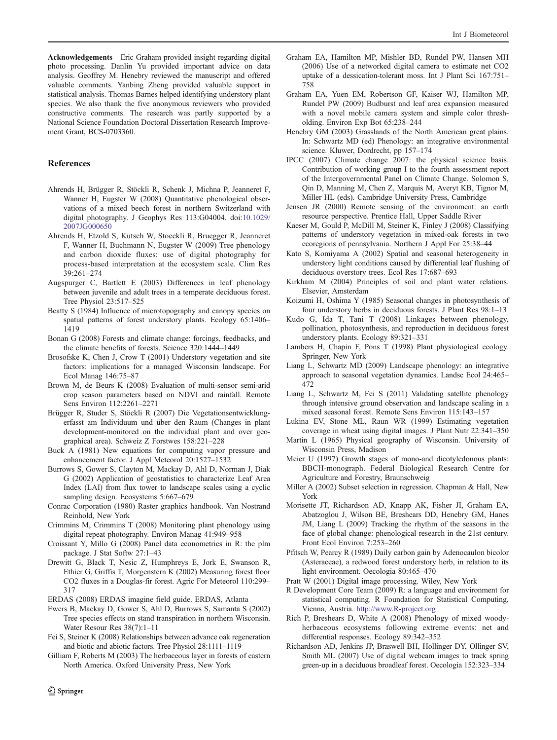**Acknowledgements** Eric Graham provided insight regarding digital photo processing. Danlin Yu provided important advice on data analysis. Geoffrey M. Henebry reviewed the manuscript and offered valuable comments. Yanbing Zheng provided valuable support in statistical analysis. Thomas Barnes helped identifying understory plant species. We also thank the five anonymous reviewers who provided constructive comments. The research was partly supported by a National Science Foundation Doctoral Dissertation Research Improvement Grant, BCS-0703360.

## References

Ahrends H, Brügger R, Stöckli R, Schenk J, Michna P, Jeanneret F, Wanner H, Eugster W (2008) Quantitative phenological observations of a mixed beech forest in northern Switzerland with digital photography. J Geophys Res 113:G04004. doi:10.1029/2007JG000650

Ahrends H, Etzold S, Kutsch W, Stoeckli R, Bruegger R, Jeanneret F, Wanner H, Buchmann N, Eugster W (2009) Tree phenology and carbon dioxide fluxes: use of digital photography for process-based interpretation at the ecosystem scale. Clim Res 39:261–274

Augspurger C, Bartlett E (2003) Differences in leaf phenology between juvenile and adult trees in a temperate deciduous forest. Tree Physiol 23:517–525

Beatty S (1984) Influence of microtopography and canopy species on spatial patterns of forest understory plants. Ecology 65:1406–1419

Bonan G (2008) Forests and climate change: forcings, feedbacks, and the climate benefits of forests. Science 320:1444–1449

Brosofske K, Chen J, Crow T (2001) Understory vegetation and site factors: implications for a managed Wisconsin landscape. For Ecol Manag 146:75–87

Brown M, de Beurs K (2008) Evaluation of multi-sensor semi-arid crop season parameters based on NDVI and rainfall. Remote Sens Environ 112:2261–2271

Brügger R, Studer S, Stöckli R (2007) Die Vegetationsentwicklung-erfasst am Individuum und über den Raum (Changes in plant development-monitored on the individual plant and over geographical area). Schweiz Z Forstwes 158:221–228

Buck A (1981) New equations for computing vapor pressure and enhancement factor. J Appl Meteorol 20:1527–1532

Burrows S, Gower S, Clayton M, Mackay D, Ahl D, Norman J, Diak G (2002) Application of geostatistics to characterize Leaf Area Index (LAI) from flux tower to landscape scales using a cyclic sampling design. Ecosystems 5:667–679

Conrac Corporation (1980) Raster graphics handbook. Van Nostrand Reinhold, New York

Crimmins M, Crimmins T (2008) Monitoring plant phenology using digital repeat photography. Environ Manag 41:949–958

Croissant Y, Millo G (2008) Panel data econometrics in R: the plm package. J Stat Softw 27:1–43

Drewitt G, Black T, Nesic Z, Humphreys E, Jork E, Swanson R, Ethier G, Griffis T, Morgenstern K (2002) Measuring forest floor CO2 fluxes in a Douglas-fir forest. Agric For Meteorol 110:299–317

ERDAS (2008) ERDAS imagine field guide. ERDAS, Atlanta

Ewers B, Mackay D, Gower S, Ahl D, Burrows S, Samanta S (2002) Tree species effects on stand transpiration in northern Wisconsin. Water Resour Res 38(7):1–11

Fei S, Steiner K (2008) Relationships between advance oak regeneration and biotic and abiotic factors. Tree Physiol 28:1111–1119

Gilliam F, Roberts M (2003) The herbaceous layer in forests of eastern North America. Oxford University Press, New York

Graham EA, Hamilton MP, Mishler BD, Rundel PW, Hansen MH (2006) Use of a networked digital camera to estimate net CO2 uptake of a dessication-tolerant moss. Int J Plant Sci 167:751–758

Graham EA, Yuen EM, Robertson GF, Kaiser WJ, Hamilton MP, Rundel PW (2009) Budburst and leaf area expansion measured with a novel mobile camera system and simple color thresholding. Environ Exp Bot 65:238–244

Henebry GM (2003) Grasslands of the North American great plains. In: Schwartz MD (ed) Phenology: an integrative environmental science. Kluwer, Dordrecht, pp 157–174

IPCC (2007) Climate change 2007: the physical science basis. Contribution of working group I to the fourth assessment report of the Intergovernmental Panel on Climate Change. Solomon S, Qin D, Manning M, Chen Z, Marquis M, Averyt KB, Tignor M, Miller HL (eds). Cambridge University Press, Cambridge

Jensen JR (2000) Remote sensing of the environment: an earth resource perspective. Prentice Hall, Upper Saddle River

Kaeser M, Gould P, McDill M, Steiner K, Finley J (2008) Classifying patterns of understory vegetation in mixed-oak forests in two ecoregions of pennsylvania. Northern J Appl For 25:38–44

Kato S, Komiyama A (2002) Spatial and seasonal heterogeneity in understory light conditions caused by differential leaf flushing of deciduous overstory trees. Ecol Res 17:687–693

Kirkham M (2004) Principles of soil and plant water relations. Elsevier, Amsterdam

Koizumi H, Oshima Y (1985) Seasonal changes in photosynthesis of four understory herbs in deciduous forests. J Plant Res 98:1–13

Kudo G, Ida T, Tani T (2008) Linkages between phenology, pollination, photosynthesis, and reproduction in deciduous forest understory plants. Ecology 89:321–331

Lambers H, Chapin F, Pons T (1998) Plant physiological ecology. Springer, New York

Liang L, Schwartz MD (2009) Landscape phenology: an integrative approach to seasonal vegetation dynamics. Landsc Ecol 24:465–472

Liang L, Schwartz M, Fei S (2011) Validating satellite phenology through intensive ground observation and landscape scaling in a mixed seasonal forest. Remote Sens Environ 115:143–157

Lukina EV, Stone ML, Raun WR (1999) Estimating vegetation coverage in wheat using digital images. J Plant Nutr 22:341–350

Martin L (1965) Physical geography of Wisconsin. University of Wisconsin Press, Madison

Meier U (1997) Growth stages of mono-and dicotyledonous plants: BBCH-monograph. Federal Biological Research Centre for Agriculture and Forestry, Braunschweig

Miller A (2002) Subset selection in regression. Chapman & Hall, New York

Morisette JT, Richardson AD, Knapp AK, Fisher JI, Graham EA, Abatzoglou J, Wilson BE, Breshears DD, Henebry GM, Hanes JM, Liang L (2009) Tracking the rhythm of the seasons in the face of global change: phenological research in the 21st century. Front Ecol Environ 7:253–260

Pfitsch W, Pearcy R (1989) Daily carbon gain by Adenocaulon bicolor (Asteraceae), a redwood forest understory herb, in relation to its light environment. Oecologia 80:465–470

Pratt W (2001) Digital image processing. Wiley, New York

R Development Core Team (2009) R: a language and environment for statistical computing. R Foundation for Statistical Computing, Vienna, Austria. http://www.R-project.org

Rich P, Breshears D, White A (2008) Phenology of mixed woody-herbaceous ecosystems following extreme events: net and differential responses. Ecology 89:342–352

Richardson AD, Jenkins JP, Braswell BH, Hollinger DY, Ollinger SV, Smith ML (2007) Use of digital webcam images to track spring green-up in a deciduous broadleaf forest. Oecologia 152:323–334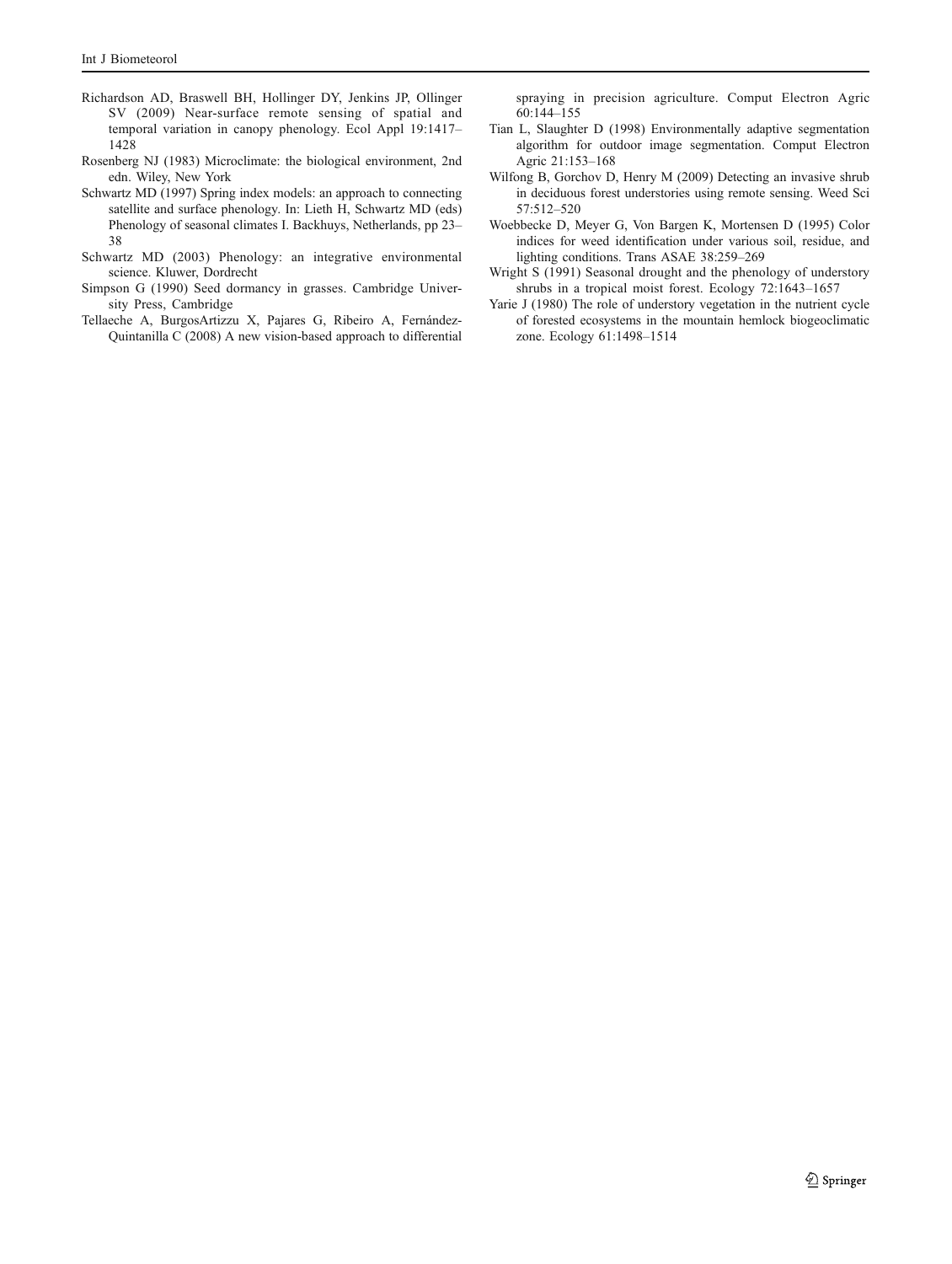Richardson AD, Braswell BH, Hollinger DY, Jenkins JP, Ollinger SV (2009) Near-surface remote sensing of spatial and temporal variation in canopy phenology. Ecol Appl 19:1417–1428

Rosenberg NJ (1983) Microclimate: the biological environment, 2nd edn. Wiley, New York

Schwartz MD (1997) Spring index models: an approach to connecting satellite and surface phenology. In: Lieth H, Schwartz MD (eds) Phenology of seasonal climates I. Backhuys, Netherlands, pp 23–38

Schwartz MD (2003) Phenology: an integrative environmental science. Kluwer, Dordrecht

Simpson G (1990) Seed dormancy in grasses. Cambridge University Press, Cambridge

Tellaeche A, BurgosArtizzu X, Pajares G, Ribeiro A, Fernández-Quintanilla C (2008) A new vision-based approach to differential spraying in precision agriculture. Comput Electron Agric 60:144–155

Tian L, Slaughter D (1998) Environmentally adaptive segmentation algorithm for outdoor image segmentation. Comput Electron Agric 21:153–168

Wilfong B, Gorchov D, Henry M (2009) Detecting an invasive shrub in deciduous forest understories using remote sensing. Weed Sci 57:512–520

Woebbecke D, Meyer G, Von Bargen K, Mortensen D (1995) Color indices for weed identification under various soil, residue, and lighting conditions. Trans ASAE 38:259–269

Wright S (1991) Seasonal drought and the phenology of understory shrubs in a tropical moist forest. Ecology 72:1643–1657

Yarie J (1980) The role of understory vegetation in the nutrient cycle of forested ecosystems in the mountain hemlock biogeoclimatic zone. Ecology 61:1498–1514